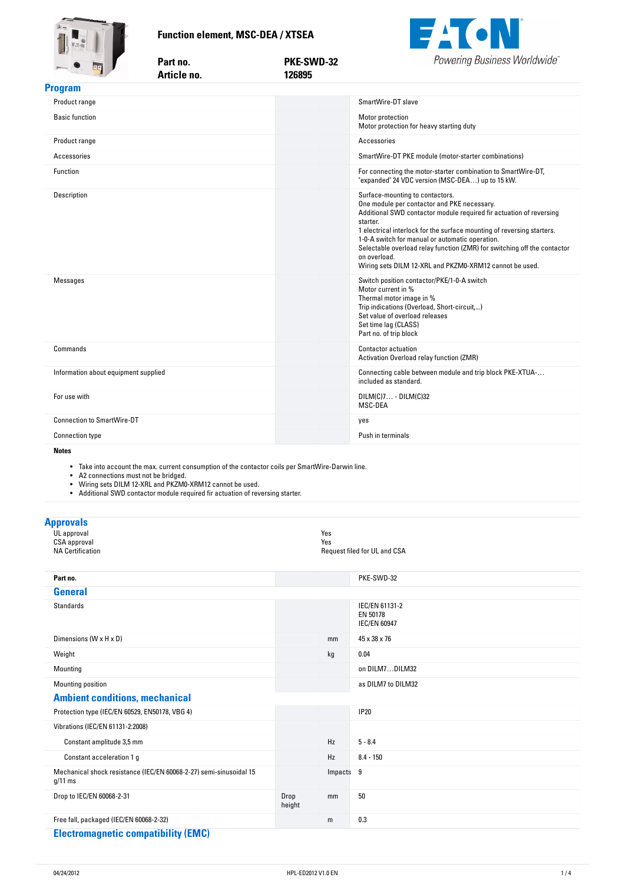# Function element, MSC-DEA / XTSEA

| | |
|---|---|
| **Part no.** | **PKE-SWD-32** |
| **Article no.** | **126895** |

Powering Business Worldwide

## Program

| | | |
|---|---|---|
| Product range | | SmartWire-DT slave |
| Basic function | | Motor protection<br>Motor protection for heavy starting duty |
| Product range | | Accessories |
| Accessories | | SmartWire-DT PKE module (motor-starter combinations) |
| Function | | For connecting the motor-starter combination to SmartWire-DT, "expanded" 24 VDC version (MSC-DEA…) up to 15 kW. |
| Description | | Surface-mounting to contactors.<br>One module per contactor and PKE necessary.<br>Additional SWD contactor module required fir actuation of reversing starter.<br>1 electrical interlock for the surface mounting of reversing starters.<br>1-0-A switch for manual or automatic operation.<br>Selectable overload relay function (ZMR) for switching off the contactor on overload.<br>Wiring sets DILM 12-XRL and PKZM0-XRM12 cannot be used. |
| Messages | | Switch position contactor/PKE/1-0-A switch<br>Motor current in %<br>Thermal motor image in %<br>Trip indications (Overload, Short-circuit,...)<br>Set value of overload releases<br>Set time lag (CLASS)<br>Part no. of trip block |
| Commands | | Contactor actuation<br>Activation Overload relay function (ZMR) |
| Information about equipment supplied | | Connecting cable between module and trip block PKE-XTUA-… included as standard. |
| For use with | | DILM(C)7… - DILM(C)32<br>MSC-DEA |
| Connection to SmartWire-DT | | yes |
| Connection type | | Push in terminals |

**Notes**

- Take into account the max. current consumption of the contactor coils per SmartWire-Darwin line.
- A2 connections must not be bridged.
- Wiring sets DILM 12-XRL and PKZM0-XRM12 cannot be used.
- Additional SWD contactor module required fir actuation of reversing starter.

## Approvals

| | |
|---|---|
| UL approval | Yes |
| CSA approval | Yes |
| NA Certification | Request filed for UL and CSA |

| **Part no.** | | | PKE-SWD-32 |
|---|---|---|---|
| **General** | | | |
| Standards | | | IEC/EN 61131-2<br>EN 50178<br>IEC/EN 60947 |
| Dimensions (W x H x D) | | mm | 45 x 38 x 76 |
| Weight | | kg | 0.04 |
| Mounting | | | on DILM7…DILM32 |
| Mounting position | | | as DILM7 to DILM32 |
| **Ambient conditions, mechanical** | | | |
| Protection type (IEC/EN 60529, EN50178, VBG 4) | | | IP20 |
| Vibrations (IEC/EN 61131-2:2008) | | | |
| Constant amplitude 3,5 mm | | Hz | 5 - 8.4 |
| Constant acceleration 1 g | | Hz | 8.4 - 150 |
| Mechanical shock resistance (IEC/EN 60068-2-27) semi-sinusoidal 15 g/11 ms | | Impacts | 9 |
| Drop to IEC/EN 60068-2-31 | Drop height | mm | 50 |
| Free fall, packaged (IEC/EN 60068-2-32) | | m | 0.3 |
| **Electromagnetic compatibility (EMC)** | | | |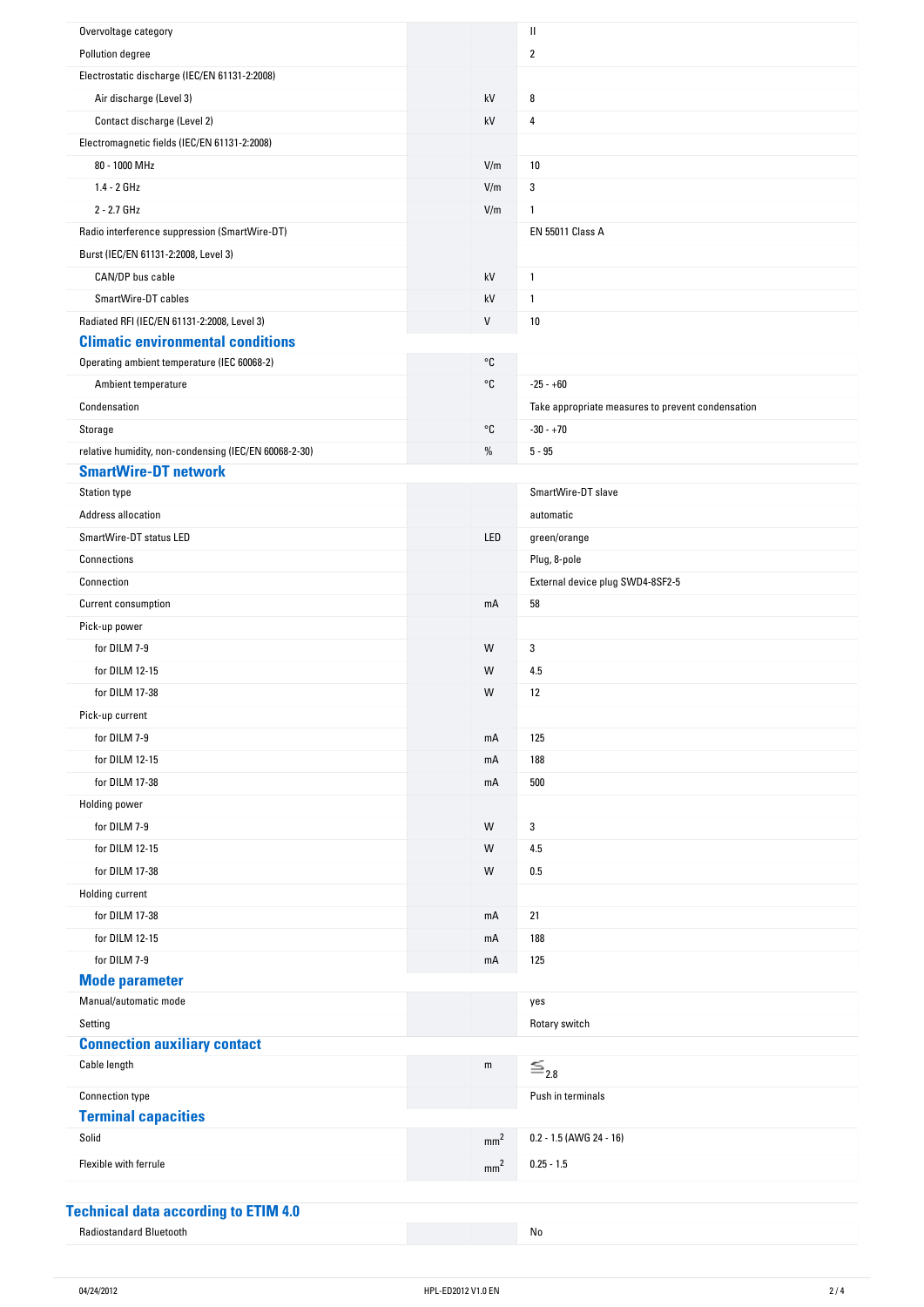| | | |
|---|---|---|
| Overvoltage category | | II |
| Pollution degree | | 2 |
| Electrostatic discharge (IEC/EN 61131-2:2008) | | |
| Air discharge (Level 3) | kV | 8 |
| Contact discharge (Level 2) | kV | 4 |
| Electromagnetic fields (IEC/EN 61131-2:2008) | | |
| 80 - 1000 MHz | V/m | 10 |
| 1.4 - 2 GHz | V/m | 3 |
| 2 - 2.7 GHz | V/m | 1 |
| Radio interference suppression (SmartWire-DT) | | EN 55011 Class A |
| Burst (IEC/EN 61131-2:2008, Level 3) | | |
| CAN/DP bus cable | kV | 1 |
| SmartWire-DT cables | kV | 1 |
| Radiated RFI (IEC/EN 61131-2:2008, Level 3) | V | 10 |

## Climatic environmental conditions

| | | |
|---|---|---|
| Operating ambient temperature (IEC 60068-2) | °C | |
| Ambient temperature | °C | -25 - +60 |
| Condensation | | Take appropriate measures to prevent condensation |
| Storage | °C | -30 - +70 |
| relative humidity, non-condensing (IEC/EN 60068-2-30) | % | 5 - 95 |

## SmartWire-DT network

| | | |
|---|---|---|
| Station type | | SmartWire-DT slave |
| Address allocation | | automatic |
| SmartWire-DT status LED | LED | green/orange |
| Connections | | Plug, 8-pole |
| Connection | | External device plug SWD4-8SF2-5 |
| Current consumption | mA | 58 |
| Pick-up power | | |
| for DILM 7-9 | W | 3 |
| for DILM 12-15 | W | 4.5 |
| for DILM 17-38 | W | 12 |
| Pick-up current | | |
| for DILM 7-9 | mA | 125 |
| for DILM 12-15 | mA | 188 |
| for DILM 17-38 | mA | 500 |
| Holding power | | |
| for DILM 7-9 | W | 3 |
| for DILM 12-15 | W | 4.5 |
| for DILM 17-38 | W | 0.5 |
| Holding current | | |
| for DILM 17-38 | mA | 21 |
| for DILM 12-15 | mA | 188 |
| for DILM 7-9 | mA | 125 |

## Mode parameter

| | | |
|---|---|---|
| Manual/automatic mode | | yes |
| Setting | | Rotary switch |

## Connection auxiliary contact

| | | |
|---|---|---|
| Cable length | m | ≦ 2.8 |
| Connection type | | Push in terminals |

## Terminal capacities

| | | |
|---|---|---|
| Solid | $mm^2$ | 0.2 - 1.5 (AWG 24 - 16) |
| Flexible with ferrule | $mm^2$ | 0.25 - 1.5 |

## Technical data according to ETIM 4.0

| | | |
|---|---|---|
| Radiostandard Bluetooth | | No |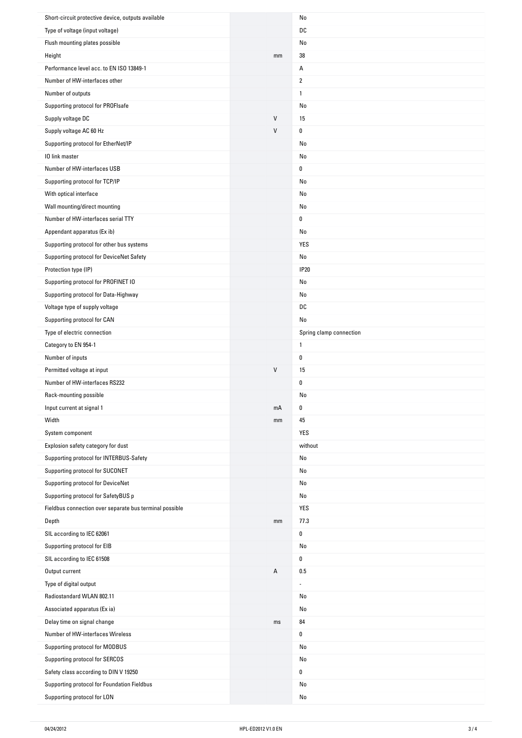| | | |
|---|---|---|
| Short-circuit protective device, outputs available | | No |
| Type of voltage (input voltage) | | DC |
| Flush mounting plates possible | | No |
| Height | mm | 38 |
| Performance level acc. to EN ISO 13849-1 | | A |
| Number of HW-interfaces other | | 2 |
| Number of outputs | | 1 |
| Supporting protocol for PROFIsafe | | No |
| Supply voltage DC | V | 15 |
| Supply voltage AC 60 Hz | V | 0 |
| Supporting protocol for EtherNet/IP | | No |
| IO link master | | No |
| Number of HW-interfaces USB | | 0 |
| Supporting protocol for TCP/IP | | No |
| With optical interface | | No |
| Wall mounting/direct mounting | | No |
| Number of HW-interfaces serial TTY | | 0 |
| Appendant apparatus (Ex ib) | | No |
| Supporting protocol for other bus systems | | YES |
| Supporting protocol for DeviceNet Safety | | No |
| Protection type (IP) | | IP20 |
| Supporting protocol for PROFINET IO | | No |
| Supporting protocol for Data-Highway | | No |
| Voltage type of supply voltage | | DC |
| Supporting protocol for CAN | | No |
| Type of electric connection | | Spring clamp connection |
| Category to EN 954-1 | | 1 |
| Number of inputs | | 0 |
| Permitted voltage at input | V | 15 |
| Number of HW-interfaces RS232 | | 0 |
| Rack-mounting possible | | No |
| Input current at signal 1 | mA | 0 |
| Width | mm | 45 |
| System component | | YES |
| Explosion safety category for dust | | without |
| Supporting protocol for INTERBUS-Safety | | No |
| Supporting protocol for SUCONET | | No |
| Supporting protocol for DeviceNet | | No |
| Supporting protocol for SafetyBUS p | | No |
| Fieldbus connection over separate bus terminal possible | | YES |
| Depth | mm | 77.3 |
| SIL according to IEC 62061 | | 0 |
| Supporting protocol for EIB | | No |
| SIL according to IEC 61508 | | 0 |
| Output current | A | 0.5 |
| Type of digital output | | - |
| Radiostandard WLAN 802.11 | | No |
| Associated apparatus (Ex ia) | | No |
| Delay time on signal change | ms | 84 |
| Number of HW-interfaces Wireless | | 0 |
| Supporting protocol for MODBUS | | No |
| Supporting protocol for SERCOS | | No |
| Safety class according to DIN V 19250 | | 0 |
| Supporting protocol for Foundation Fieldbus | | No |
| Supporting protocol for LON | | No |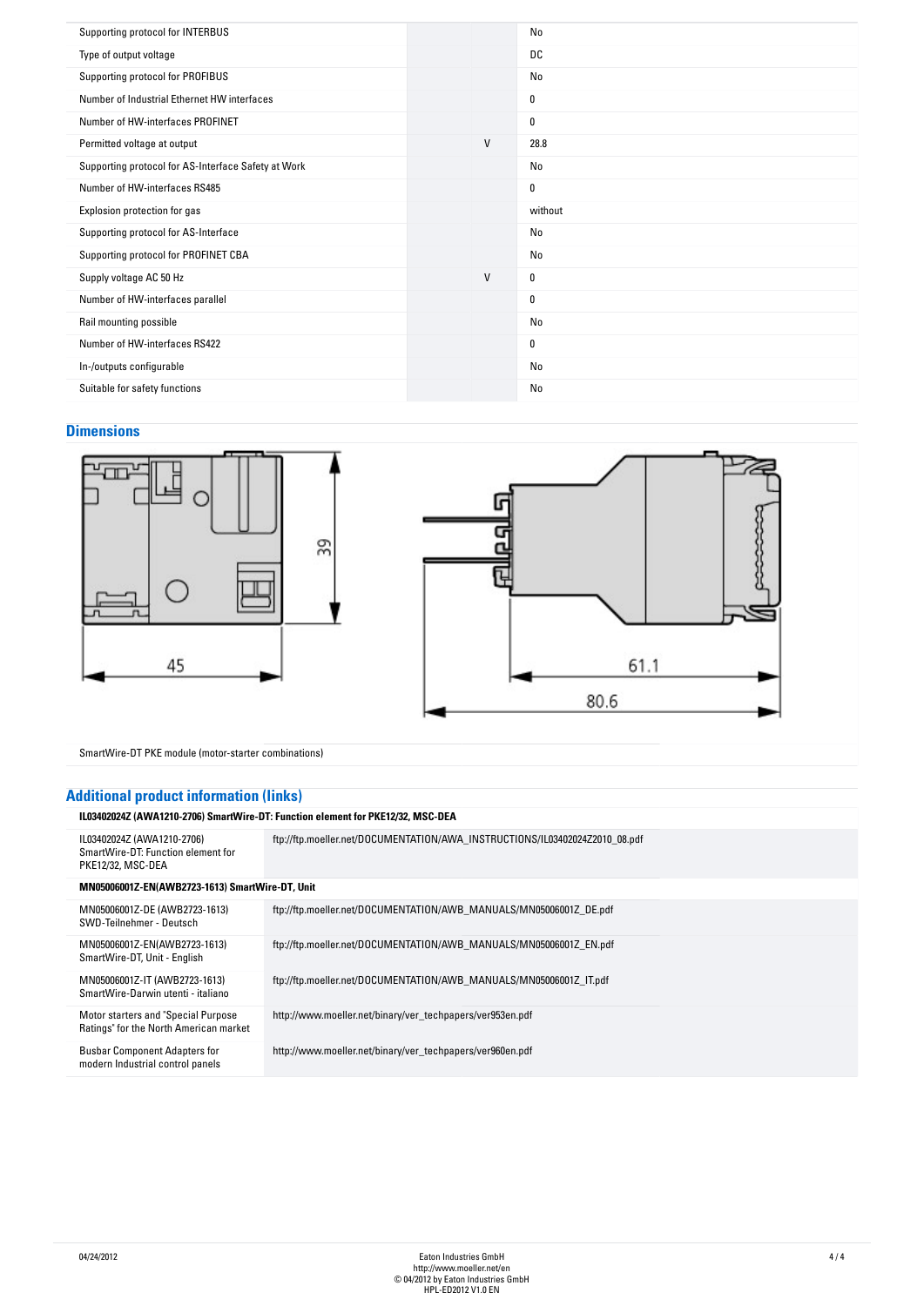| | | |
|---|---|---|
| Supporting protocol for INTERBUS | | No |
| Type of output voltage | | DC |
| Supporting protocol for PROFIBUS | | No |
| Number of Industrial Ethernet HW interfaces | | 0 |
| Number of HW-interfaces PROFINET | | 0 |
| Permitted voltage at output | V | 28.8 |
| Supporting protocol for AS-Interface Safety at Work | | No |
| Number of HW-interfaces RS485 | | 0 |
| Explosion protection for gas | | without |
| Supporting protocol for AS-Interface | | No |
| Supporting protocol for PROFINET CBA | | No |
| Supply voltage AC 50 Hz | V | 0 |
| Number of HW-interfaces parallel | | 0 |
| Rail mounting possible | | No |
| Number of HW-interfaces RS422 | | 0 |
| In-/outputs configurable | | No |
| Suitable for safety functions | | No |

## Dimensions

39

45

61.1

80.6

SmartWire-DT PKE module (motor-starter combinations)

## Additional product information (links)

**IL03402024Z (AWA1210-2706) SmartWire-DT: Function element for PKE12/32, MSC-DEA**

| | |
|---|---|
| IL03402024Z (AWA1210-2706) SmartWire-DT: Function element for PKE12/32, MSC-DEA | ftp://ftp.moeller.net/DOCUMENTATION/AWA_INSTRUCTIONS/IL03402024Z2010_08.pdf |

**MN05006001Z-EN(AWB2723-1613) SmartWire-DT, Unit**

| | |
|---|---|
| MN05006001Z-DE (AWB2723-1613) SWD-Teilnehmer - Deutsch | ftp://ftp.moeller.net/DOCUMENTATION/AWB_MANUALS/MN05006001Z_DE.pdf |
| MN05006001Z-EN(AWB2723-1613) SmartWire-DT, Unit - English | ftp://ftp.moeller.net/DOCUMENTATION/AWB_MANUALS/MN05006001Z_EN.pdf |
| MN05006001Z-IT (AWB2723-1613) SmartWire-Darwin utenti - italiano | ftp://ftp.moeller.net/DOCUMENTATION/AWB_MANUALS/MN05006001Z_IT.pdf |
| Motor starters and "Special Purpose Ratings" for the North American market | http://www.moeller.net/binary/ver_techpapers/ver953en.pdf |
| Busbar Component Adapters for modern Industrial control panels | http://www.moeller.net/binary/ver_techpapers/ver960en.pdf |